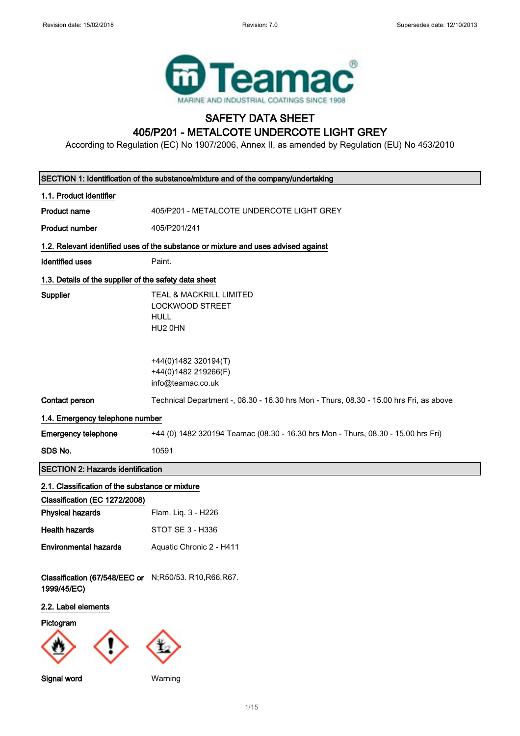Revision date: 15/02/2018 Revision: 7.0 Supersedes date: 12/10/2013

# SAFETY DATA SHEET
## 405/P201 - METALCOTE UNDERCOTE LIGHT GREY

According to Regulation (EC) No 1907/2006, Annex II, as amended by Regulation (EU) No 453/2010

## SECTION 1: Identification of the substance/mixture and of the company/undertaking

### 1.1. Product identifier

**Product name** 405/P201 - METALCOTE UNDERCOTE LIGHT GREY

**Product number** 405/P201/241

### 1.2. Relevant identified uses of the substance or mixture and uses advised against

**Identified uses** Paint.

### 1.3. Details of the supplier of the safety data sheet

**Supplier**
TEAL & MACKRILL LIMITED
LOCKWOOD STREET
HULL
HU2 0HN

+44(0)1482 320194(T)
+44(0)1482 219266(F)
info@teamac.co.uk

**Contact person** Technical Department -, 08.30 - 16.30 hrs Mon - Thurs, 08.30 - 15.00 hrs Fri, as above

### 1.4. Emergency telephone number

**Emergency telephone** +44 (0) 1482 320194 Teamac (08.30 - 16.30 hrs Mon - Thurs, 08.30 - 15.00 hrs Fri)

**SDS No.** 10591

## SECTION 2: Hazards identification

### 2.1. Classification of the substance or mixture

**Classification (EC 1272/2008)**

**Physical hazards** Flam. Liq. 3 - H226

**Health hazards** STOT SE 3 - H336

**Environmental hazards** Aquatic Chronic 2 - H411

**Classification (67/548/EEC or 1999/45/EC)** N;R50/53. R10,R66,R67.

### 2.2. Label elements

**Pictogram**

**Signal word** Warning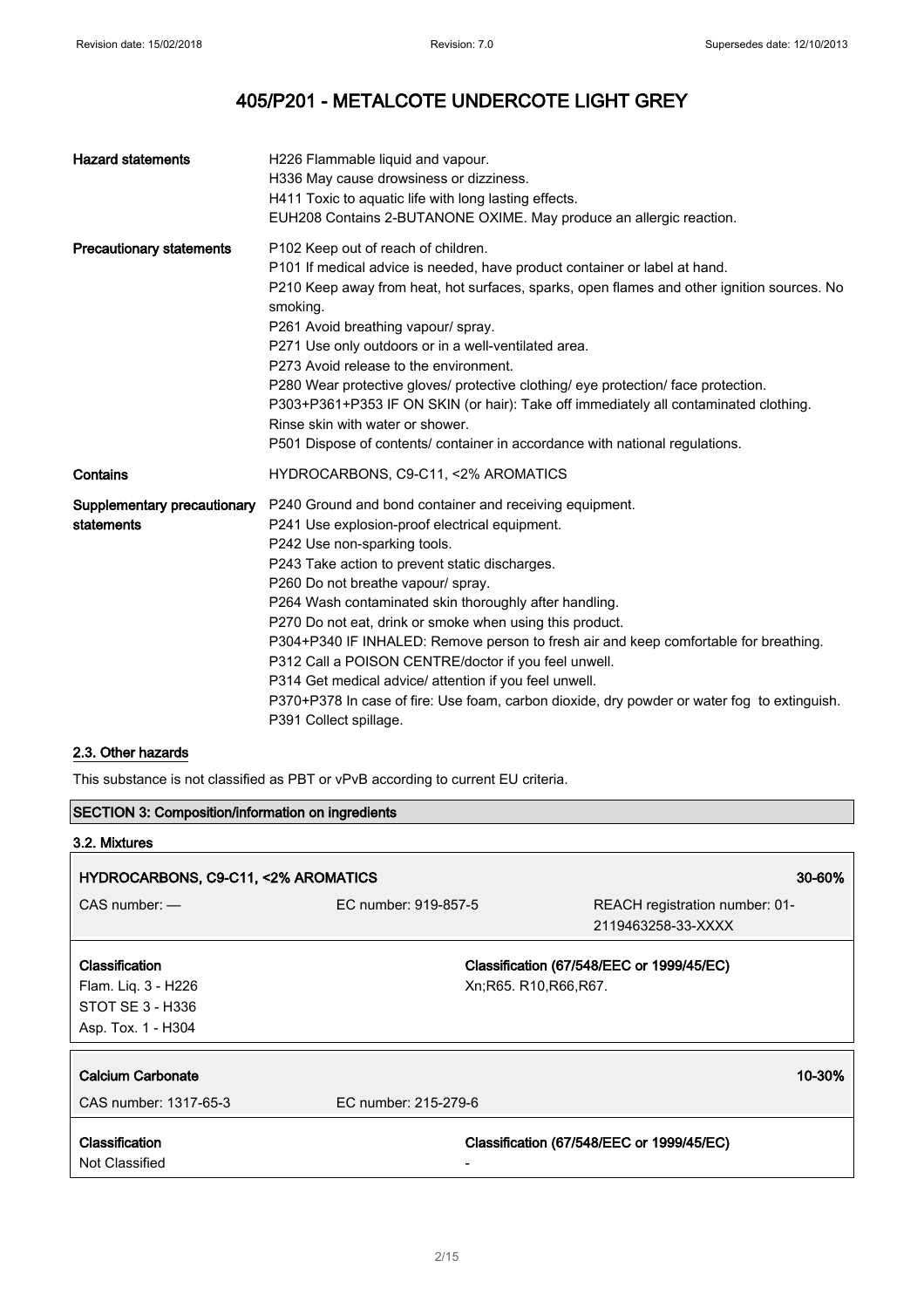| | |
|---|---|
| **Hazard statements** | H226 Flammable liquid and vapour.<br>H336 May cause drowsiness or dizziness.<br>H411 Toxic to aquatic life with long lasting effects.<br>EUH208 Contains 2-BUTANONE OXIME. May produce an allergic reaction. |
| **Precautionary statements** | P102 Keep out of reach of children.<br>P101 If medical advice is needed, have product container or label at hand.<br>P210 Keep away from heat, hot surfaces, sparks, open flames and other ignition sources. No smoking.<br>P261 Avoid breathing vapour/ spray.<br>P271 Use only outdoors or in a well-ventilated area.<br>P273 Avoid release to the environment.<br>P280 Wear protective gloves/ protective clothing/ eye protection/ face protection.<br>P303+P361+P353 IF ON SKIN (or hair): Take off immediately all contaminated clothing. Rinse skin with water or shower.<br>P501 Dispose of contents/ container in accordance with national regulations. |
| **Contains** | HYDROCARBONS, C9-C11, <2% AROMATICS |
| **Supplementary precautionary statements** | P240 Ground and bond container and receiving equipment.<br>P241 Use explosion-proof electrical equipment.<br>P242 Use non-sparking tools.<br>P243 Take action to prevent static discharges.<br>P260 Do not breathe vapour/ spray.<br>P264 Wash contaminated skin thoroughly after handling.<br>P270 Do not eat, drink or smoke when using this product.<br>P304+P340 IF INHALED: Remove person to fresh air and keep comfortable for breathing.<br>P312 Call a POISON CENTRE/doctor if you feel unwell.<br>P314 Get medical advice/ attention if you feel unwell.<br>P370+P378 In case of fire: Use foam, carbon dioxide, dry powder or water fog to extinguish.<br>P391 Collect spillage. |

### 2.3. Other hazards

This substance is not classified as PBT or vPvB according to current EU criteria.

## SECTION 3: Composition/information on ingredients

### 3.2. Mixtures

| **HYDROCARBONS, C9-C11, <2% AROMATICS** | | **30-60%** |
|---|---|---|
| CAS number: — | EC number: 919-857-5 | REACH registration number: 01-2119463258-33-XXXX |
| **Classification**<br>Flam. Liq. 3 - H226<br>STOT SE 3 - H336<br>Asp. Tox. 1 - H304 | **Classification (67/548/EEC or 1999/45/EC)**<br>Xn;R65. R10,R66,R67. | |

| **Calcium Carbonate** | | **10-30%** |
|---|---|---|
| CAS number: 1317-65-3 | EC number: 215-279-6 | |
| **Classification**<br>Not Classified | **Classification (67/548/EEC or 1999/45/EC)**<br>- | |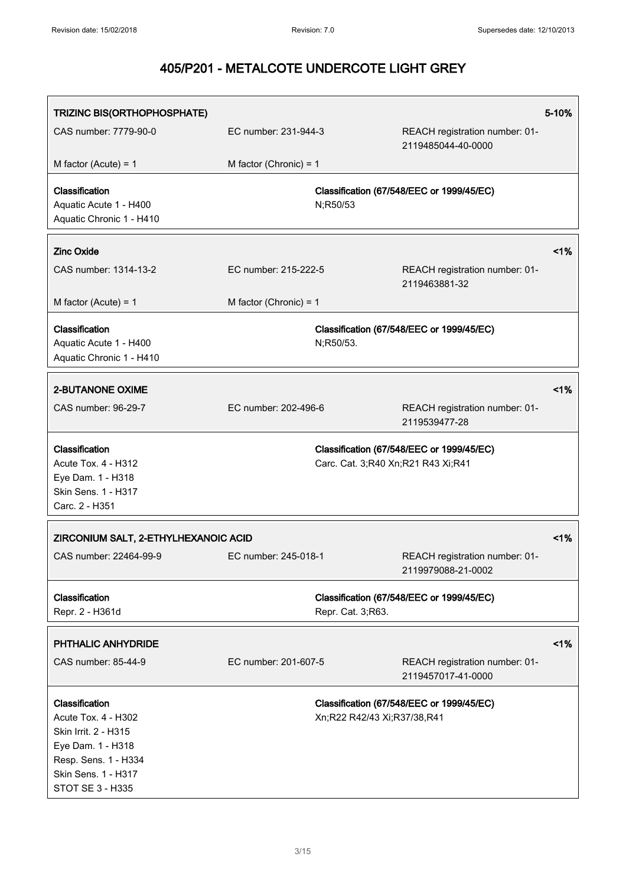# 405/P201 - METALCOTE UNDERCOTE LIGHT GREY

| TRIZINC BIS(ORTHOPHOSPHATE) | | | 5-10% |
|---|---|---|---|
| CAS number: 7779-90-0 | EC number: 231-944-3 | REACH registration number: 01-2119485044-40-0000 | |
| M factor (Acute) = 1 | M factor (Chronic) = 1 | | |
| **Classification**<br>Aquatic Acute 1 - H400<br>Aquatic Chronic 1 - H410 | | **Classification (67/548/EEC or 1999/45/EC)**<br>N;R50/53 | |

| Zinc Oxide | | | <1% |
|---|---|---|---|
| CAS number: 1314-13-2 | EC number: 215-222-5 | REACH registration number: 01-2119463881-32 | |
| M factor (Acute) = 1 | M factor (Chronic) = 1 | | |
| **Classification**<br>Aquatic Acute 1 - H400<br>Aquatic Chronic 1 - H410 | | **Classification (67/548/EEC or 1999/45/EC)**<br>N;R50/53. | |

| 2-BUTANONE OXIME | | | <1% |
|---|---|---|---|
| CAS number: 96-29-7 | EC number: 202-496-6 | REACH registration number: 01-2119539477-28 | |
| **Classification**<br>Acute Tox. 4 - H312<br>Eye Dam. 1 - H318<br>Skin Sens. 1 - H317<br>Carc. 2 - H351 | | **Classification (67/548/EEC or 1999/45/EC)**<br>Carc. Cat. 3;R40 Xn;R21 R43 Xi;R41 | |

| ZIRCONIUM SALT, 2-ETHYLHEXANOIC ACID | | | <1% |
|---|---|---|---|
| CAS number: 22464-99-9 | EC number: 245-018-1 | REACH registration number: 01-2119979088-21-0002 | |
| **Classification**<br>Repr. 2 - H361d | | **Classification (67/548/EEC or 1999/45/EC)**<br>Repr. Cat. 3;R63. | |

| PHTHALIC ANHYDRIDE | | | <1% |
|---|---|---|---|
| CAS number: 85-44-9 | EC number: 201-607-5 | REACH registration number: 01-2119457017-41-0000 | |
| **Classification**<br>Acute Tox. 4 - H302<br>Skin Irrit. 2 - H315<br>Eye Dam. 1 - H318<br>Resp. Sens. 1 - H334<br>Skin Sens. 1 - H317<br>STOT SE 3 - H335 | | **Classification (67/548/EEC or 1999/45/EC)**<br>Xn;R22 R42/43 Xi;R37/38,R41 | |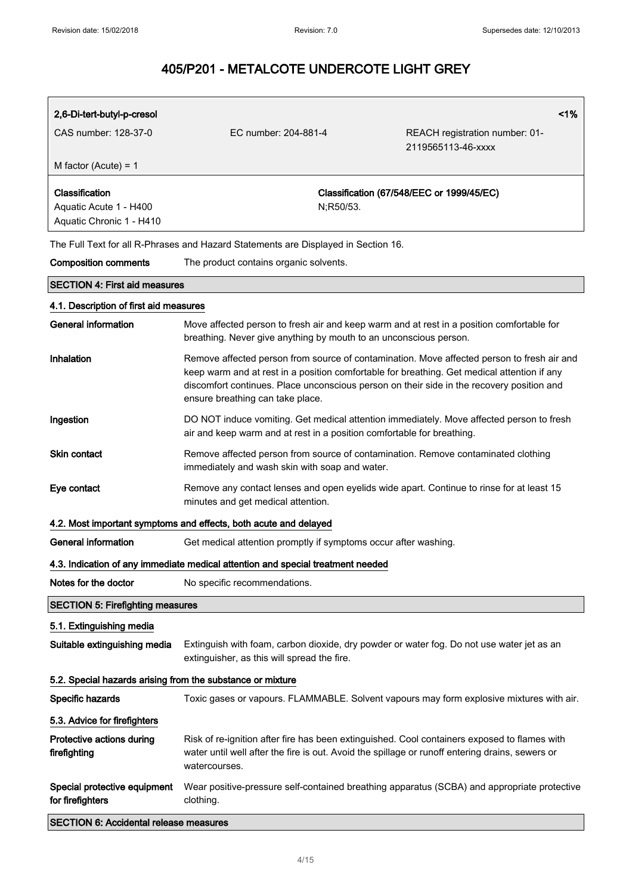# 405/P201 - METALCOTE UNDERCOTE LIGHT GREY

| **2,6-Di-tert-butyl-p-cresol** | | **<1%** |
|---|---|---|
| CAS number: 128-37-0 | EC number: 204-881-4 | REACH registration number: 01-2119565113-46-xxxx |
| M factor (Acute) = 1 | | |

| **Classification** | **Classification (67/548/EEC or 1999/45/EC)** |
|---|---|
| Aquatic Acute 1 - H400<br>Aquatic Chronic 1 - H410 | N;R50/53. |

The Full Text for all R-Phrases and Hazard Statements are Displayed in Section 16.

**Composition comments** The product contains organic solvents.

## SECTION 4: First aid measures

### 4.1. Description of first aid measures

**General information** Move affected person to fresh air and keep warm and at rest in a position comfortable for breathing. Never give anything by mouth to an unconscious person.

**Inhalation** Remove affected person from source of contamination. Move affected person to fresh air and keep warm and at rest in a position comfortable for breathing. Get medical attention if any discomfort continues. Place unconscious person on their side in the recovery position and ensure breathing can take place.

**Ingestion** DO NOT induce vomiting. Get medical attention immediately. Move affected person to fresh air and keep warm and at rest in a position comfortable for breathing.

**Skin contact** Remove affected person from source of contamination. Remove contaminated clothing immediately and wash skin with soap and water.

**Eye contact** Remove any contact lenses and open eyelids wide apart. Continue to rinse for at least 15 minutes and get medical attention.

### 4.2. Most important symptoms and effects, both acute and delayed

**General information** Get medical attention promptly if symptoms occur after washing.

### 4.3. Indication of any immediate medical attention and special treatment needed

**Notes for the doctor** No specific recommendations.

## SECTION 5: Firefighting measures

### 5.1. Extinguishing media

**Suitable extinguishing media** Extinguish with foam, carbon dioxide, dry powder or water fog. Do not use water jet as an extinguisher, as this will spread the fire.

### 5.2. Special hazards arising from the substance or mixture

**Specific hazards** Toxic gases or vapours. FLAMMABLE. Solvent vapours may form explosive mixtures with air.

### 5.3. Advice for firefighters

**Protective actions during firefighting** Risk of re-ignition after fire has been extinguished. Cool containers exposed to flames with water until well after the fire is out. Avoid the spillage or runoff entering drains, sewers or watercourses.

**Special protective equipment for firefighters** Wear positive-pressure self-contained breathing apparatus (SCBA) and appropriate protective clothing.

## SECTION 6: Accidental release measures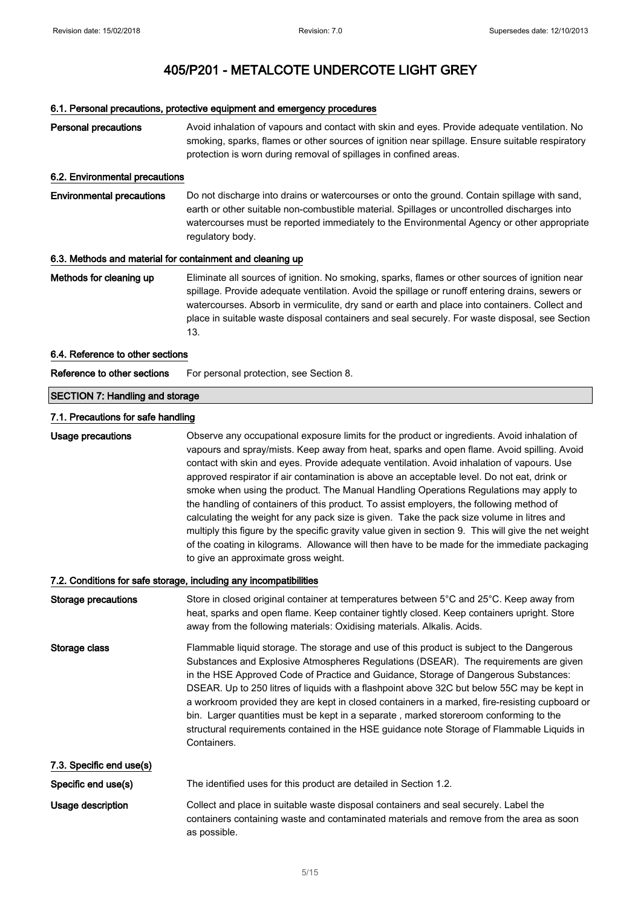# 405/P201 - METALCOTE UNDERCOTE LIGHT GREY

### 6.1. Personal precautions, protective equipment and emergency procedures

**Personal precautions** Avoid inhalation of vapours and contact with skin and eyes. Provide adequate ventilation. No smoking, sparks, flames or other sources of ignition near spillage. Ensure suitable respiratory protection is worn during removal of spillages in confined areas.

### 6.2. Environmental precautions

**Environmental precautions** Do not discharge into drains or watercourses or onto the ground. Contain spillage with sand, earth or other suitable non-combustible material. Spillages or uncontrolled discharges into watercourses must be reported immediately to the Environmental Agency or other appropriate regulatory body.

### 6.3. Methods and material for containment and cleaning up

**Methods for cleaning up** Eliminate all sources of ignition. No smoking, sparks, flames or other sources of ignition near spillage. Provide adequate ventilation. Avoid the spillage or runoff entering drains, sewers or watercourses. Absorb in vermiculite, dry sand or earth and place into containers. Collect and place in suitable waste disposal containers and seal securely. For waste disposal, see Section 13.

### 6.4. Reference to other sections

**Reference to other sections** For personal protection, see Section 8.

## SECTION 7: Handling and storage

### 7.1. Precautions for safe handling

**Usage precautions** Observe any occupational exposure limits for the product or ingredients. Avoid inhalation of vapours and spray/mists. Keep away from heat, sparks and open flame. Avoid spilling. Avoid contact with skin and eyes. Provide adequate ventilation. Avoid inhalation of vapours. Use approved respirator if air contamination is above an acceptable level. Do not eat, drink or smoke when using the product. The Manual Handling Operations Regulations may apply to the handling of containers of this product. To assist employers, the following method of calculating the weight for any pack size is given. Take the pack size volume in litres and multiply this figure by the specific gravity value given in section 9. This will give the net weight of the coating in kilograms. Allowance will then have to be made for the immediate packaging to give an approximate gross weight.

### 7.2. Conditions for safe storage, including any incompatibilities

**Storage precautions** Store in closed original container at temperatures between 5°C and 25°C. Keep away from heat, sparks and open flame. Keep container tightly closed. Keep containers upright. Store away from the following materials: Oxidising materials. Alkalis. Acids.

**Storage class** Flammable liquid storage. The storage and use of this product is subject to the Dangerous Substances and Explosive Atmospheres Regulations (DSEAR). The requirements are given in the HSE Approved Code of Practice and Guidance, Storage of Dangerous Substances: DSEAR. Up to 250 litres of liquids with a flashpoint above 32C but below 55C may be kept in a workroom provided they are kept in closed containers in a marked, fire-resisting cupboard or bin. Larger quantities must be kept in a separate , marked storeroom conforming to the structural requirements contained in the HSE guidance note Storage of Flammable Liquids in Containers.

### 7.3. Specific end use(s)

**Specific end use(s)** The identified uses for this product are detailed in Section 1.2.

**Usage description** Collect and place in suitable waste disposal containers and seal securely. Label the containers containing waste and contaminated materials and remove from the area as soon as possible.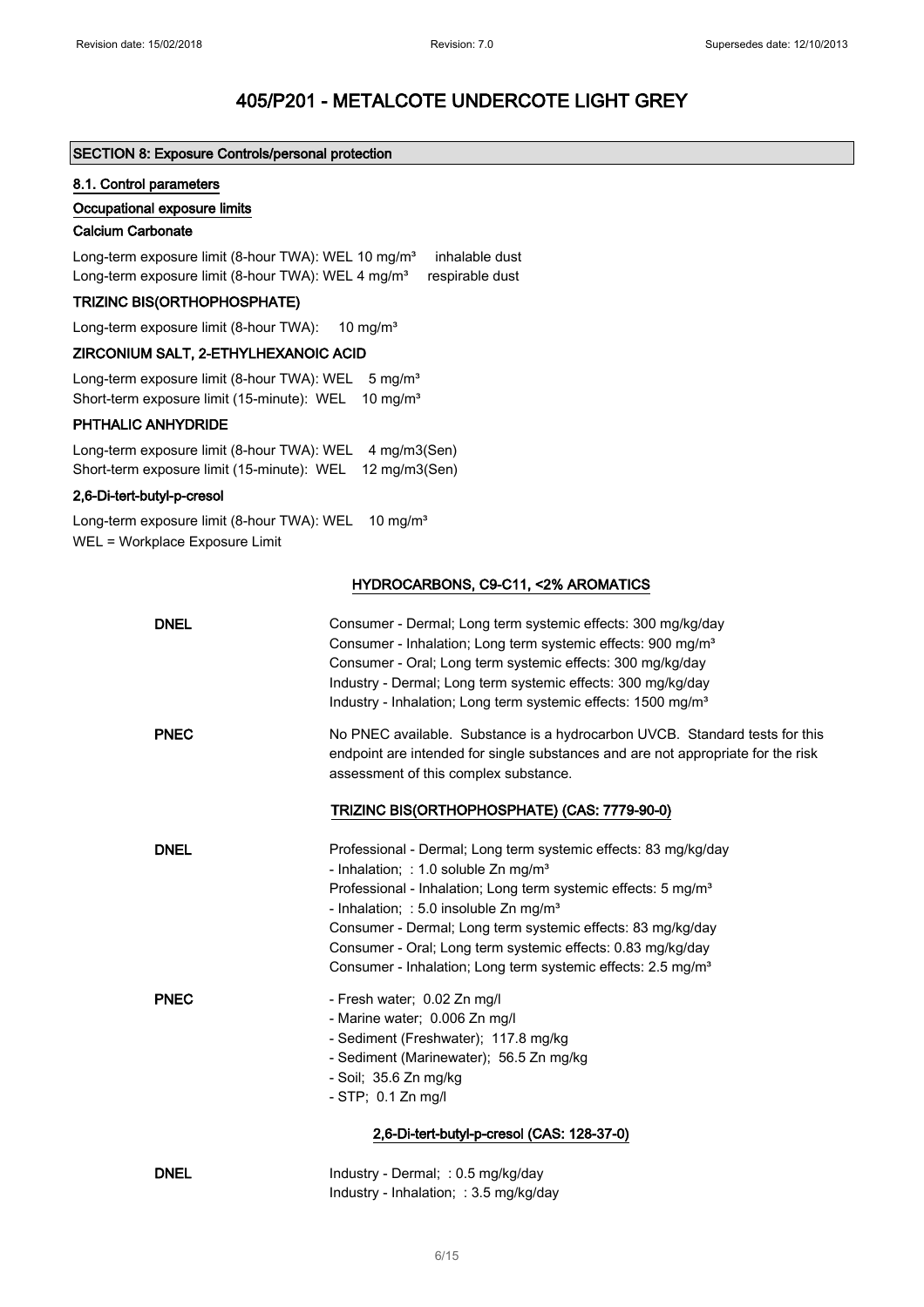# 405/P201 - METALCOTE UNDERCOTE LIGHT GREY

## SECTION 8: Exposure Controls/personal protection

### 8.1. Control parameters

#### Occupational exposure limits

**Calcium Carbonate**

Long-term exposure limit (8-hour TWA): WEL 10 mg/m³ inhalable dust
Long-term exposure limit (8-hour TWA): WEL 4 mg/m³ respirable dust

**TRIZINC BIS(ORTHOPHOSPHATE)**

Long-term exposure limit (8-hour TWA): 10 mg/m³

**ZIRCONIUM SALT, 2-ETHYLHEXANOIC ACID**

Long-term exposure limit (8-hour TWA): WEL 5 mg/m³
Short-term exposure limit (15-minute): WEL 10 mg/m³

**PHTHALIC ANHYDRIDE**

Long-term exposure limit (8-hour TWA): WEL 4 mg/m3(Sen)
Short-term exposure limit (15-minute): WEL 12 mg/m3(Sen)

**2,6-Di-tert-butyl-p-cresol**

Long-term exposure limit (8-hour TWA): WEL 10 mg/m³
WEL = Workplace Exposure Limit

**HYDROCARBONS, C9-C11, <2% AROMATICS**

| | |
|---|---|
| **DNEL** | Consumer - Dermal; Long term systemic effects: 300 mg/kg/day<br>Consumer - Inhalation; Long term systemic effects: 900 mg/m³<br>Consumer - Oral; Long term systemic effects: 300 mg/kg/day<br>Industry - Dermal; Long term systemic effects: 300 mg/kg/day<br>Industry - Inhalation; Long term systemic effects: 1500 mg/m³ |
| **PNEC** | No PNEC available. Substance is a hydrocarbon UVCB. Standard tests for this endpoint are intended for single substances and are not appropriate for the risk assessment of this complex substance. |

**TRIZINC BIS(ORTHOPHOSPHATE) (CAS: 7779-90-0)**

| | |
|---|---|
| **DNEL** | Professional - Dermal; Long term systemic effects: 83 mg/kg/day<br>- Inhalation; : 1.0 soluble Zn mg/m³<br>Professional - Inhalation; Long term systemic effects: 5 mg/m³<br>- Inhalation; : 5.0 insoluble Zn mg/m³<br>Consumer - Dermal; Long term systemic effects: 83 mg/kg/day<br>Consumer - Oral; Long term systemic effects: 0.83 mg/kg/day<br>Consumer - Inhalation; Long term systemic effects: 2.5 mg/m³ |
| **PNEC** | - Fresh water; 0.02 Zn mg/l<br>- Marine water; 0.006 Zn mg/l<br>- Sediment (Freshwater); 117.8 mg/kg<br>- Sediment (Marinewater); 56.5 Zn mg/kg<br>- Soil; 35.6 Zn mg/kg<br>- STP; 0.1 Zn mg/l |

**2,6-Di-tert-butyl-p-cresol (CAS: 128-37-0)**

| | |
|---|---|
| **DNEL** | Industry - Dermal; : 0.5 mg/kg/day<br>Industry - Inhalation; : 3.5 mg/kg/day |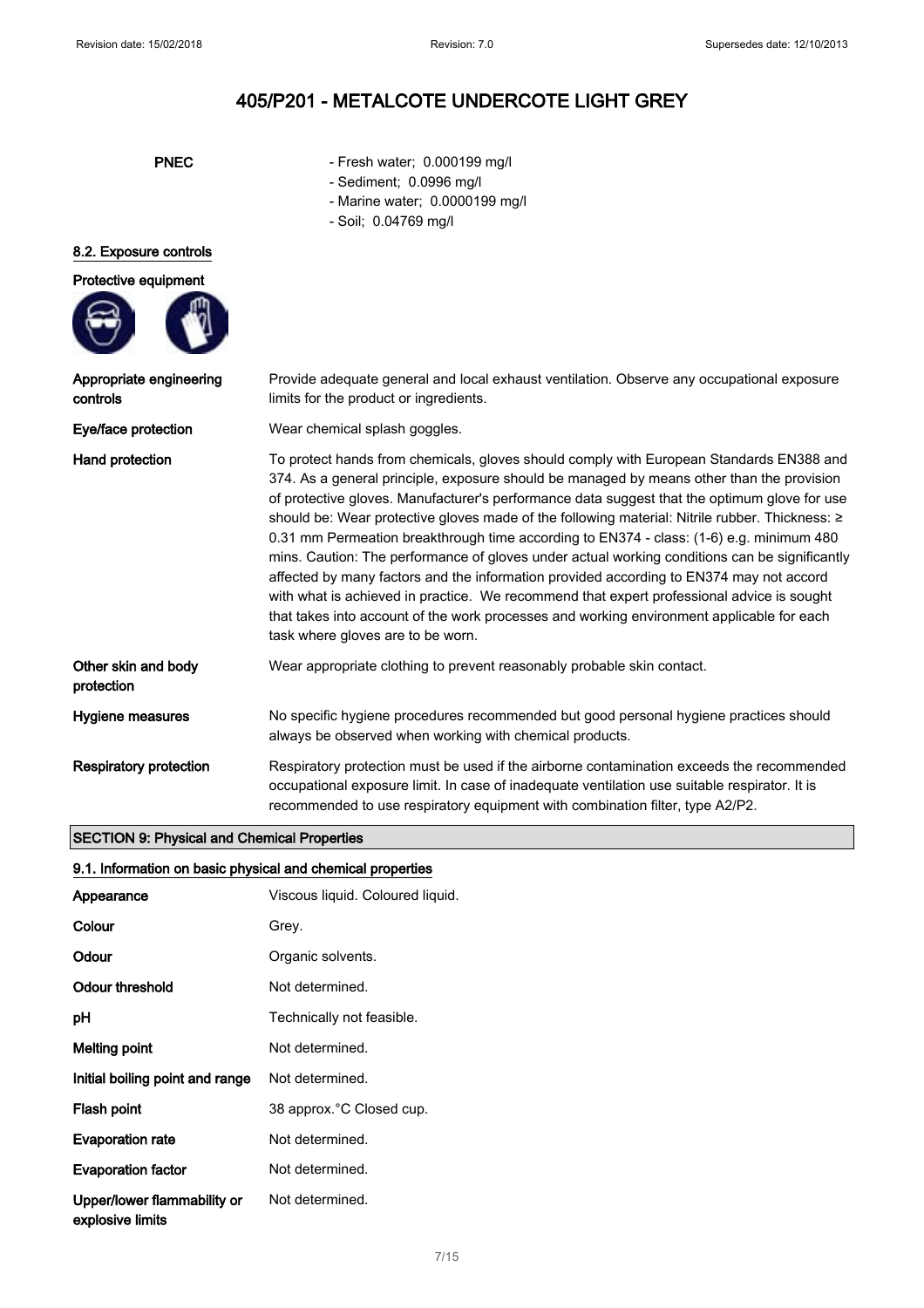# 405/P201 - METALCOTE UNDERCOTE LIGHT GREY

| | |
|---|---|
| **PNEC** | - Fresh water; 0.000199 mg/l<br>- Sediment; 0.0996 mg/l<br>- Marine water; 0.0000199 mg/l<br>- Soil; 0.04769 mg/l |

### 8.2. Exposure controls

**Protective equipment**

| | |
|---|---|
| **Appropriate engineering controls** | Provide adequate general and local exhaust ventilation. Observe any occupational exposure limits for the product or ingredients. |
| **Eye/face protection** | Wear chemical splash goggles. |
| **Hand protection** | To protect hands from chemicals, gloves should comply with European Standards EN388 and 374. As a general principle, exposure should be managed by means other than the provision of protective gloves. Manufacturer's performance data suggest that the optimum glove for use should be: Wear protective gloves made of the following material: Nitrile rubber. Thickness: ≥ 0.31 mm Permeation breakthrough time according to EN374 - class: (1-6) e.g. minimum 480 mins. Caution: The performance of gloves under actual working conditions can be significantly affected by many factors and the information provided according to EN374 may not accord with what is achieved in practice. We recommend that expert professional advice is sought that takes into account of the work processes and working environment applicable for each task where gloves are to be worn. |
| **Other skin and body protection** | Wear appropriate clothing to prevent reasonably probable skin contact. |
| **Hygiene measures** | No specific hygiene procedures recommended but good personal hygiene practices should always be observed when working with chemical products. |
| **Respiratory protection** | Respiratory protection must be used if the airborne contamination exceeds the recommended occupational exposure limit. In case of inadequate ventilation use suitable respirator. It is recommended to use respiratory equipment with combination filter, type A2/P2. |

## SECTION 9: Physical and Chemical Properties

### 9.1. Information on basic physical and chemical properties

| | |
|---|---|
| **Appearance** | Viscous liquid. Coloured liquid. |
| **Colour** | Grey. |
| **Odour** | Organic solvents. |
| **Odour threshold** | Not determined. |
| **pH** | Technically not feasible. |
| **Melting point** | Not determined. |
| **Initial boiling point and range** | Not determined. |
| **Flash point** | 38 approx.°C Closed cup. |
| **Evaporation rate** | Not determined. |
| **Evaporation factor** | Not determined. |
| **Upper/lower flammability or explosive limits** | Not determined. |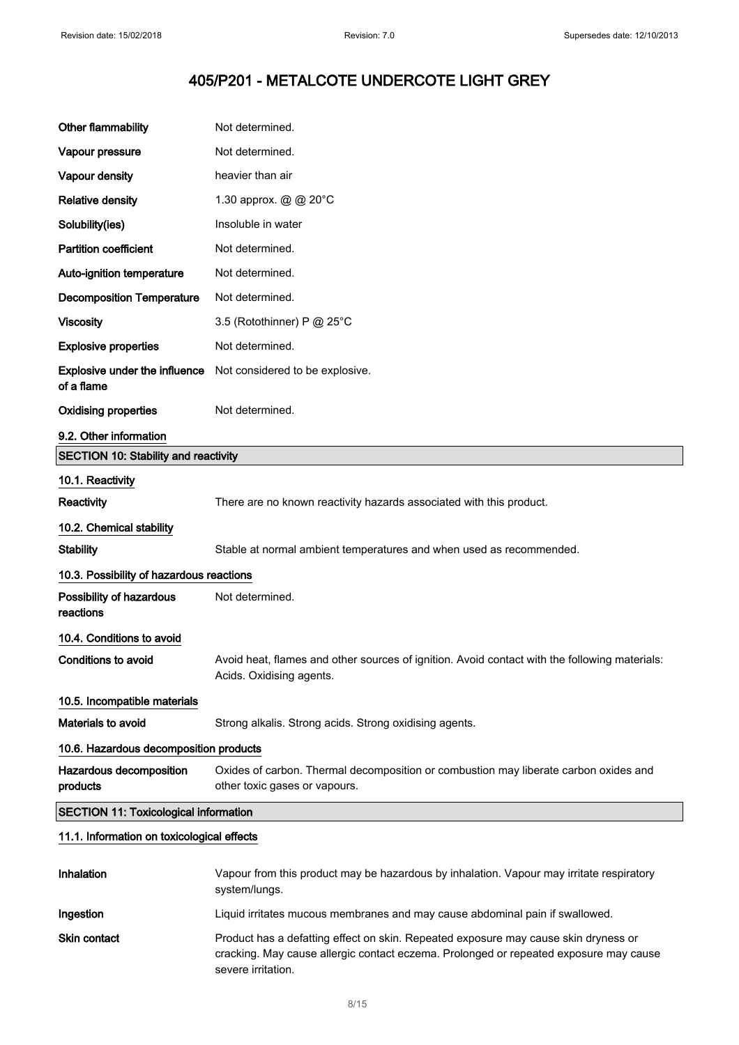# 405/P201 - METALCOTE UNDERCOTE LIGHT GREY

| | |
|---|---|
| **Other flammability** | Not determined. |
| **Vapour pressure** | Not determined. |
| **Vapour density** | heavier than air |
| **Relative density** | 1.30 approx. @ @ 20°C |
| **Solubility(ies)** | Insoluble in water |
| **Partition coefficient** | Not determined. |
| **Auto-ignition temperature** | Not determined. |
| **Decomposition Temperature** | Not determined. |
| **Viscosity** | 3.5 (Rotothinner) P @ 25°C |
| **Explosive properties** | Not determined. |
| **Explosive under the influence of a flame** | Not considered to be explosive. |
| **Oxidising properties** | Not determined. |

### 9.2. Other information

## SECTION 10: Stability and reactivity

### 10.1. Reactivity

**Reactivity** There are no known reactivity hazards associated with this product.

### 10.2. Chemical stability

**Stability** Stable at normal ambient temperatures and when used as recommended.

### 10.3. Possibility of hazardous reactions

**Possibility of hazardous reactions** Not determined.

### 10.4. Conditions to avoid

**Conditions to avoid** Avoid heat, flames and other sources of ignition. Avoid contact with the following materials: Acids. Oxidising agents.

### 10.5. Incompatible materials

**Materials to avoid** Strong alkalis. Strong acids. Strong oxidising agents.

### 10.6. Hazardous decomposition products

**Hazardous decomposition products** Oxides of carbon. Thermal decomposition or combustion may liberate carbon oxides and other toxic gases or vapours.

## SECTION 11: Toxicological information

### 11.1. Information on toxicological effects

**Inhalation** Vapour from this product may be hazardous by inhalation. Vapour may irritate respiratory system/lungs.

**Ingestion** Liquid irritates mucous membranes and may cause abdominal pain if swallowed.

**Skin contact** Product has a defatting effect on skin. Repeated exposure may cause skin dryness or cracking. May cause allergic contact eczema. Prolonged or repeated exposure may cause severe irritation.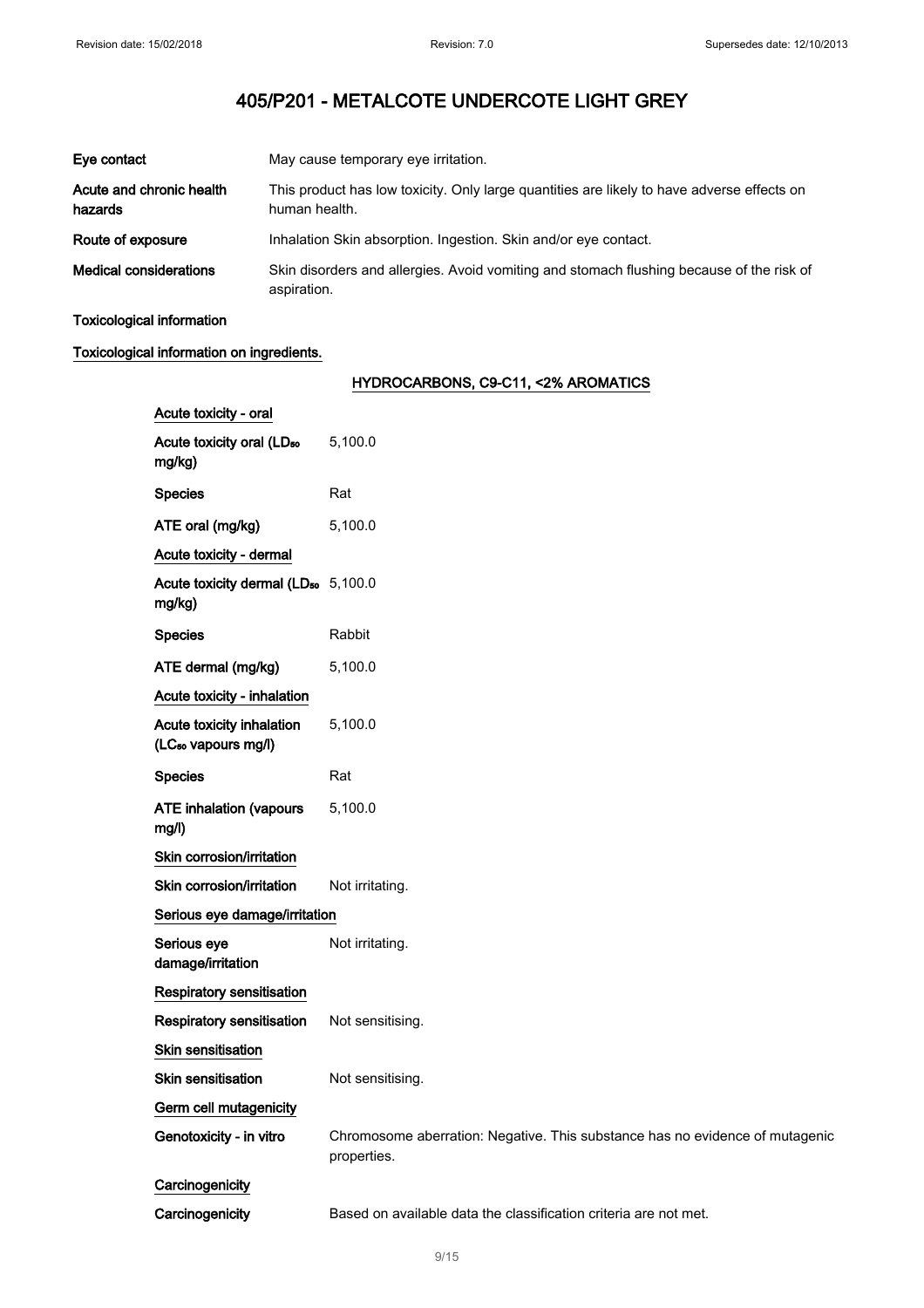# 405/P201 - METALCOTE UNDERCOTE LIGHT GREY

| | |
|---|---|
| **Eye contact** | May cause temporary eye irritation. |
| **Acute and chronic health hazards** | This product has low toxicity. Only large quantities are likely to have adverse effects on human health. |
| **Route of exposure** | Inhalation Skin absorption. Ingestion. Skin and/or eye contact. |
| **Medical considerations** | Skin disorders and allergies. Avoid vomiting and stomach flushing because of the risk of aspiration. |

**Toxicological information**

**Toxicological information on ingredients.**

**HYDROCARBONS, C9-C11, <2% AROMATICS**

**Acute toxicity - oral**

| | |
|---|---|
| **Acute toxicity oral ($LD_{50}$ mg/kg)** | 5,100.0 |
| **Species** | Rat |
| **ATE oral (mg/kg)** | 5,100.0 |

**Acute toxicity - dermal**

| | |
|---|---|
| **Acute toxicity dermal ($LD_{50}$ mg/kg)** | 5,100.0 |
| **Species** | Rabbit |
| **ATE dermal (mg/kg)** | 5,100.0 |

**Acute toxicity - inhalation**

| | |
|---|---|
| **Acute toxicity inhalation ($LC_{50}$ vapours mg/l)** | 5,100.0 |
| **Species** | Rat |
| **ATE inhalation (vapours mg/l)** | 5,100.0 |

**Skin corrosion/irritation**

| | |
|---|---|
| **Skin corrosion/irritation** | Not irritating. |

**Serious eye damage/irritation**

| | |
|---|---|
| **Serious eye damage/irritation** | Not irritating. |

**Respiratory sensitisation**

| | |
|---|---|
| **Respiratory sensitisation** | Not sensitising. |

**Skin sensitisation**

| | |
|---|---|
| **Skin sensitisation** | Not sensitising. |

**Germ cell mutagenicity**

| | |
|---|---|
| **Genotoxicity - in vitro** | Chromosome aberration: Negative. This substance has no evidence of mutagenic properties. |

**Carcinogenicity**

| | |
|---|---|
| **Carcinogenicity** | Based on available data the classification criteria are not met. |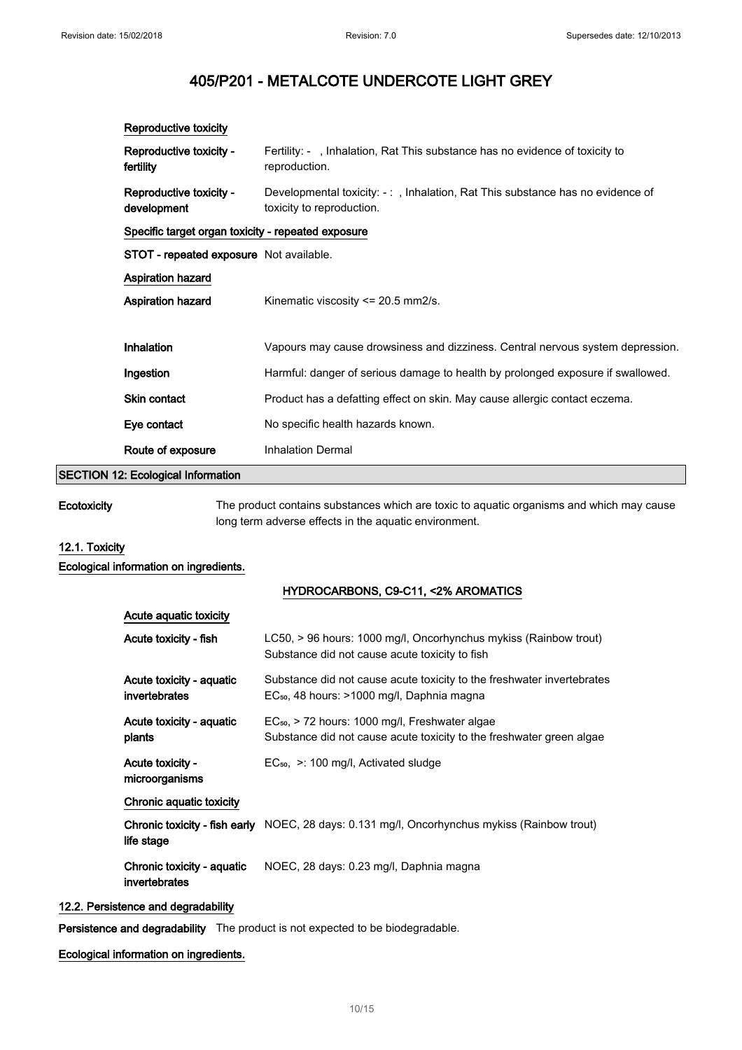# 405/P201 - METALCOTE UNDERCOTE LIGHT GREY

**Reproductive toxicity**

| | |
|---|---|
| **Reproductive toxicity - fertility** | Fertility: - , Inhalation, Rat This substance has no evidence of toxicity to reproduction. |
| **Reproductive toxicity - development** | Developmental toxicity: - : , Inhalation, Rat This substance has no evidence of toxicity to reproduction. |

**Specific target organ toxicity - repeated exposure**

| | |
|---|---|
| **STOT - repeated exposure** | Not available. |

**Aspiration hazard**

| | |
|---|---|
| **Aspiration hazard** | Kinematic viscosity <= 20.5 mm2/s. |
| **Inhalation** | Vapours may cause drowsiness and dizziness. Central nervous system depression. |
| **Ingestion** | Harmful: danger of serious damage to health by prolonged exposure if swallowed. |
| **Skin contact** | Product has a defatting effect on skin. May cause allergic contact eczema. |
| **Eye contact** | No specific health hazards known. |
| **Route of exposure** | Inhalation Dermal |

## SECTION 12: Ecological Information

**Ecotoxicity** The product contains substances which are toxic to aquatic organisms and which may cause long term adverse effects in the aquatic environment.

### 12.1. Toxicity

**Ecological information on ingredients.**

**HYDROCARBONS, C9-C11, <2% AROMATICS**

**Acute aquatic toxicity**

| | |
|---|---|
| **Acute toxicity - fish** | LC50, > 96 hours: 1000 mg/l, Oncorhynchus mykiss (Rainbow trout) Substance did not cause acute toxicity to fish |
| **Acute toxicity - aquatic invertebrates** | Substance did not cause acute toxicity to the freshwater invertebrates $EC_{50}$, 48 hours: >1000 mg/l, Daphnia magna |
| **Acute toxicity - aquatic plants** | $EC_{50}$, > 72 hours: 1000 mg/l, Freshwater algae Substance did not cause acute toxicity to the freshwater green algae |
| **Acute toxicity - microorganisms** | $EC_{50}$, >: 100 mg/l, Activated sludge |

**Chronic aquatic toxicity**

| | |
|---|---|
| **Chronic toxicity - fish early life stage** | NOEC, 28 days: 0.131 mg/l, Oncorhynchus mykiss (Rainbow trout) |
| **Chronic toxicity - aquatic invertebrates** | NOEC, 28 days: 0.23 mg/l, Daphnia magna |

### 12.2. Persistence and degradability

**Persistence and degradability** The product is not expected to be biodegradable.

**Ecological information on ingredients.**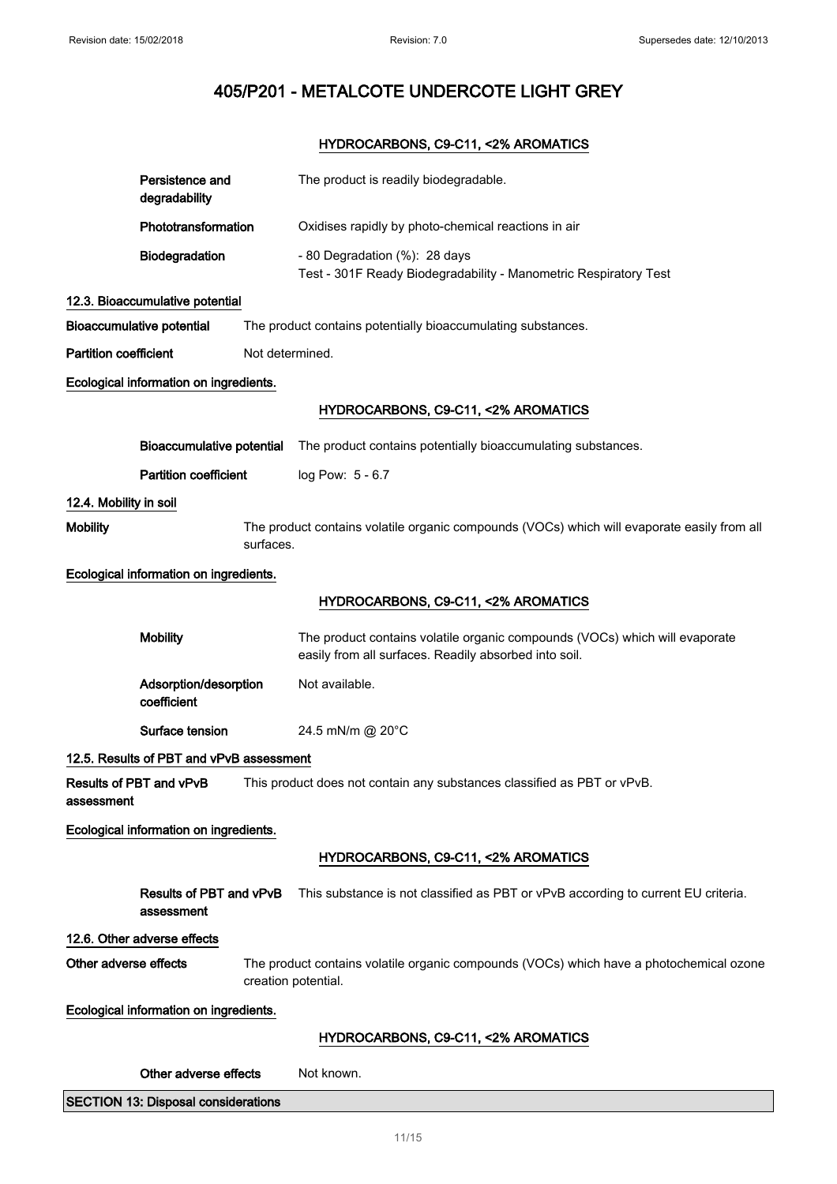**HYDROCARBONS, C9-C11, <2% AROMATICS**

**Persistence and degradability** The product is readily biodegradable.

**Phototransformation** Oxidises rapidly by photo-chemical reactions in air

**Biodegradation** - 80 Degradation (%): 28 days
Test - 301F Ready Biodegradability - Manometric Respiratory Test

### 12.3. Bioaccumulative potential

**Bioaccumulative potential** The product contains potentially bioaccumulating substances.

**Partition coefficient** Not determined.

**Ecological information on ingredients.**

**HYDROCARBONS, C9-C11, <2% AROMATICS**

**Bioaccumulative potential** The product contains potentially bioaccumulating substances.

**Partition coefficient** log Pow: 5 - 6.7

### 12.4. Mobility in soil

**Mobility** The product contains volatile organic compounds (VOCs) which will evaporate easily from all surfaces.

**Ecological information on ingredients.**

**HYDROCARBONS, C9-C11, <2% AROMATICS**

**Mobility** The product contains volatile organic compounds (VOCs) which will evaporate easily from all surfaces. Readily absorbed into soil.

**Adsorption/desorption coefficient** Not available.

**Surface tension** 24.5 mN/m @ 20°C

### 12.5. Results of PBT and vPvB assessment

**Results of PBT and vPvB assessment** This product does not contain any substances classified as PBT or vPvB.

**Ecological information on ingredients.**

**HYDROCARBONS, C9-C11, <2% AROMATICS**

**Results of PBT and vPvB assessment** This substance is not classified as PBT or vPvB according to current EU criteria.

### 12.6. Other adverse effects

**Other adverse effects** The product contains volatile organic compounds (VOCs) which have a photochemical ozone creation potential.

**Ecological information on ingredients.**

**HYDROCARBONS, C9-C11, <2% AROMATICS**

**Other adverse effects** Not known.

## SECTION 13: Disposal considerations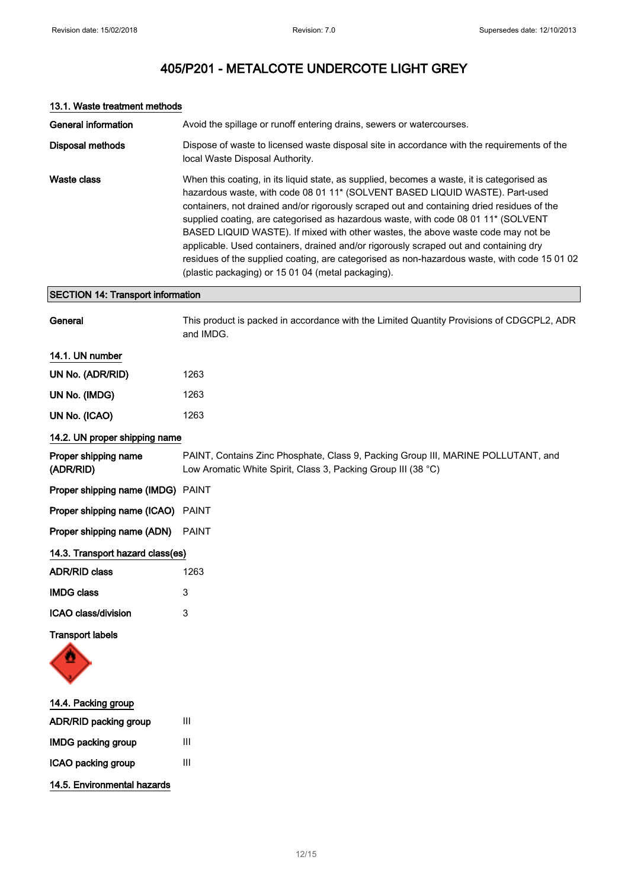# 405/P201 - METALCOTE UNDERCOTE LIGHT GREY

### 13.1. Waste treatment methods

| | |
|---|---|
| **General information** | Avoid the spillage or runoff entering drains, sewers or watercourses. |
| **Disposal methods** | Dispose of waste to licensed waste disposal site in accordance with the requirements of the local Waste Disposal Authority. |
| **Waste class** | When this coating, in its liquid state, as supplied, becomes a waste, it is categorised as hazardous waste, with code 08 01 11* (SOLVENT BASED LIQUID WASTE). Part-used containers, not drained and/or rigorously scraped out and containing dried residues of the supplied coating, are categorised as hazardous waste, with code 08 01 11* (SOLVENT BASED LIQUID WASTE). If mixed with other wastes, the above waste code may not be applicable. Used containers, drained and/or rigorously scraped out and containing dry residues of the supplied coating, are categorised as non-hazardous waste, with code 15 01 02 (plastic packaging) or 15 01 04 (metal packaging). |

## SECTION 14: Transport information

| | |
|---|---|
| **General** | This product is packed in accordance with the Limited Quantity Provisions of CDGCPL2, ADR and IMDG. |

### 14.1. UN number

| | |
|---|---|
| **UN No. (ADR/RID)** | 1263 |
| **UN No. (IMDG)** | 1263 |
| **UN No. (ICAO)** | 1263 |

### 14.2. UN proper shipping name

| | |
|---|---|
| **Proper shipping name (ADR/RID)** | PAINT, Contains Zinc Phosphate, Class 9, Packing Group III, MARINE POLLUTANT, and Low Aromatic White Spirit, Class 3, Packing Group III (38 °C) |
| **Proper shipping name (IMDG)** | PAINT |
| **Proper shipping name (ICAO)** | PAINT |
| **Proper shipping name (ADN)** | PAINT |

### 14.3. Transport hazard class(es)

| | |
|---|---|
| **ADR/RID class** | 1263 |
| **IMDG class** | 3 |
| **ICAO class/division** | 3 |

**Transport labels**

### 14.4. Packing group

| | |
|---|---|
| **ADR/RID packing group** | III |
| **IMDG packing group** | III |
| **ICAO packing group** | III |

### 14.5. Environmental hazards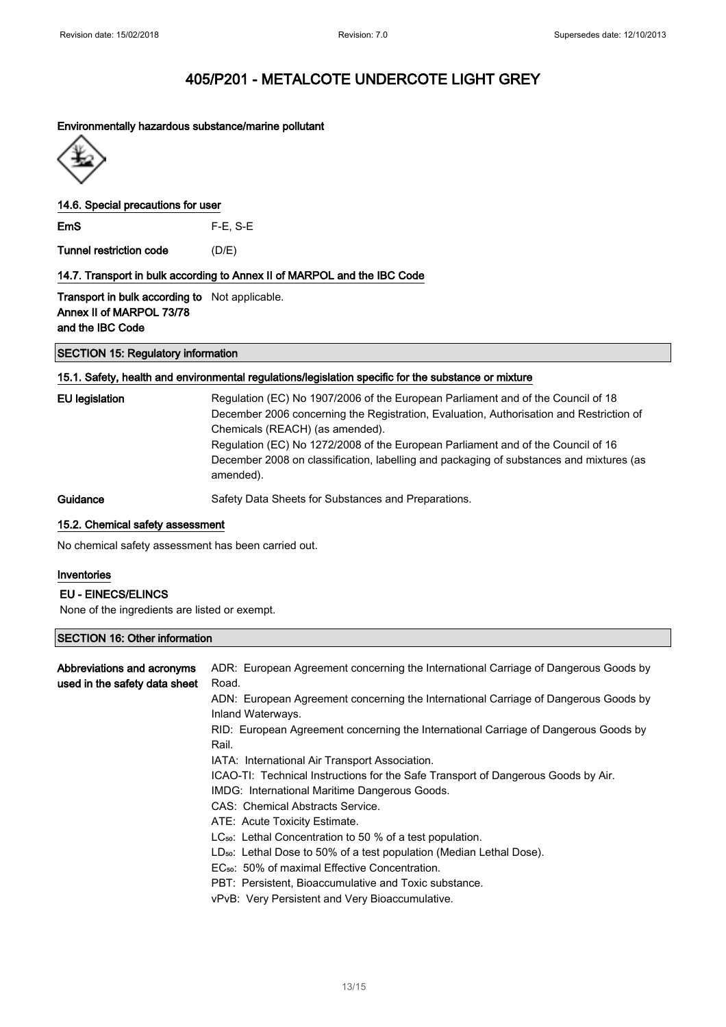# 405/P201 - METALCOTE UNDERCOTE LIGHT GREY

**Environmentally hazardous substance/marine pollutant**

### 14.6. Special precautions for user

| | |
|---|---|
| **EmS** | F-E, S-E |
| **Tunnel restriction code** | (D/E) |

### 14.7. Transport in bulk according to Annex II of MARPOL and the IBC Code

| | |
|---|---|
| **Transport in bulk according to Annex II of MARPOL 73/78 and the IBC Code** | Not applicable. |

## SECTION 15: Regulatory information

### 15.1. Safety, health and environmental regulations/legislation specific for the substance or mixture

| | |
|---|---|
| **EU legislation** | Regulation (EC) No 1907/2006 of the European Parliament and of the Council of 18 December 2006 concerning the Registration, Evaluation, Authorisation and Restriction of Chemicals (REACH) (as amended).<br>Regulation (EC) No 1272/2008 of the European Parliament and of the Council of 16 December 2008 on classification, labelling and packaging of substances and mixtures (as amended). |
| **Guidance** | Safety Data Sheets for Substances and Preparations. |

### 15.2. Chemical safety assessment

No chemical safety assessment has been carried out.

**Inventories**

**EU - EINECS/ELINCS**

None of the ingredients are listed or exempt.

## SECTION 16: Other information

**Abbreviations and acronyms used in the safety data sheet**

ADR: European Agreement concerning the International Carriage of Dangerous Goods by Road.
ADN: European Agreement concerning the International Carriage of Dangerous Goods by Inland Waterways.
RID: European Agreement concerning the International Carriage of Dangerous Goods by Rail.
IATA: International Air Transport Association.
ICAO-TI: Technical Instructions for the Safe Transport of Dangerous Goods by Air.
IMDG: International Maritime Dangerous Goods.
CAS: Chemical Abstracts Service.
ATE: Acute Toxicity Estimate.
$LC_{50}$: Lethal Concentration to 50 % of a test population.
$LD_{50}$: Lethal Dose to 50% of a test population (Median Lethal Dose).
$EC_{50}$: 50% of maximal Effective Concentration.
PBT: Persistent, Bioaccumulative and Toxic substance.
vPvB: Very Persistent and Very Bioaccumulative.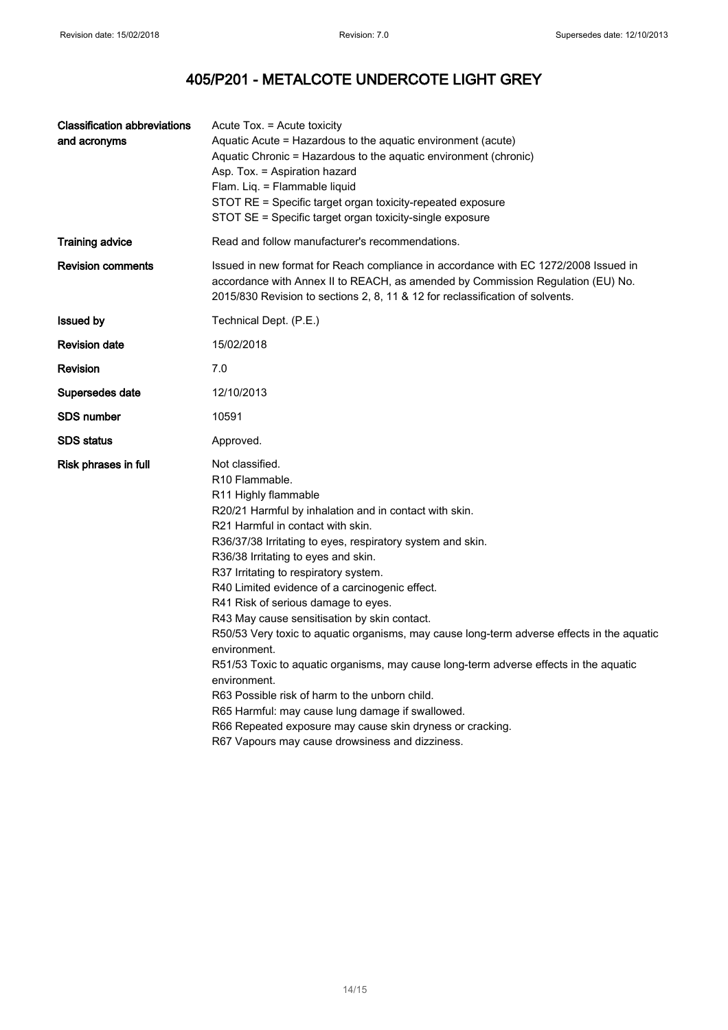# 405/P201 - METALCOTE UNDERCOTE LIGHT GREY

| | |
|---|---|
| **Classification abbreviations and acronyms** | Acute Tox. = Acute toxicity<br>Aquatic Acute = Hazardous to the aquatic environment (acute)<br>Aquatic Chronic = Hazardous to the aquatic environment (chronic)<br>Asp. Tox. = Aspiration hazard<br>Flam. Liq. = Flammable liquid<br>STOT RE = Specific target organ toxicity-repeated exposure<br>STOT SE = Specific target organ toxicity-single exposure |
| **Training advice** | Read and follow manufacturer's recommendations. |
| **Revision comments** | Issued in new format for Reach compliance in accordance with EC 1272/2008 Issued in accordance with Annex II to REACH, as amended by Commission Regulation (EU) No. 2015/830 Revision to sections 2, 8, 11 & 12 for reclassification of solvents. |
| **Issued by** | Technical Dept. (P.E.) |
| **Revision date** | 15/02/2018 |
| **Revision** | 7.0 |
| **Supersedes date** | 12/10/2013 |
| **SDS number** | 10591 |
| **SDS status** | Approved. |
| **Risk phrases in full** | Not classified.<br>R10 Flammable.<br>R11 Highly flammable<br>R20/21 Harmful by inhalation and in contact with skin.<br>R21 Harmful in contact with skin.<br>R36/37/38 Irritating to eyes, respiratory system and skin.<br>R36/38 Irritating to eyes and skin.<br>R37 Irritating to respiratory system.<br>R40 Limited evidence of a carcinogenic effect.<br>R41 Risk of serious damage to eyes.<br>R43 May cause sensitisation by skin contact.<br>R50/53 Very toxic to aquatic organisms, may cause long-term adverse effects in the aquatic environment.<br>R51/53 Toxic to aquatic organisms, may cause long-term adverse effects in the aquatic environment.<br>R63 Possible risk of harm to the unborn child.<br>R65 Harmful: may cause lung damage if swallowed.<br>R66 Repeated exposure may cause skin dryness or cracking.<br>R67 Vapours may cause drowsiness and dizziness. |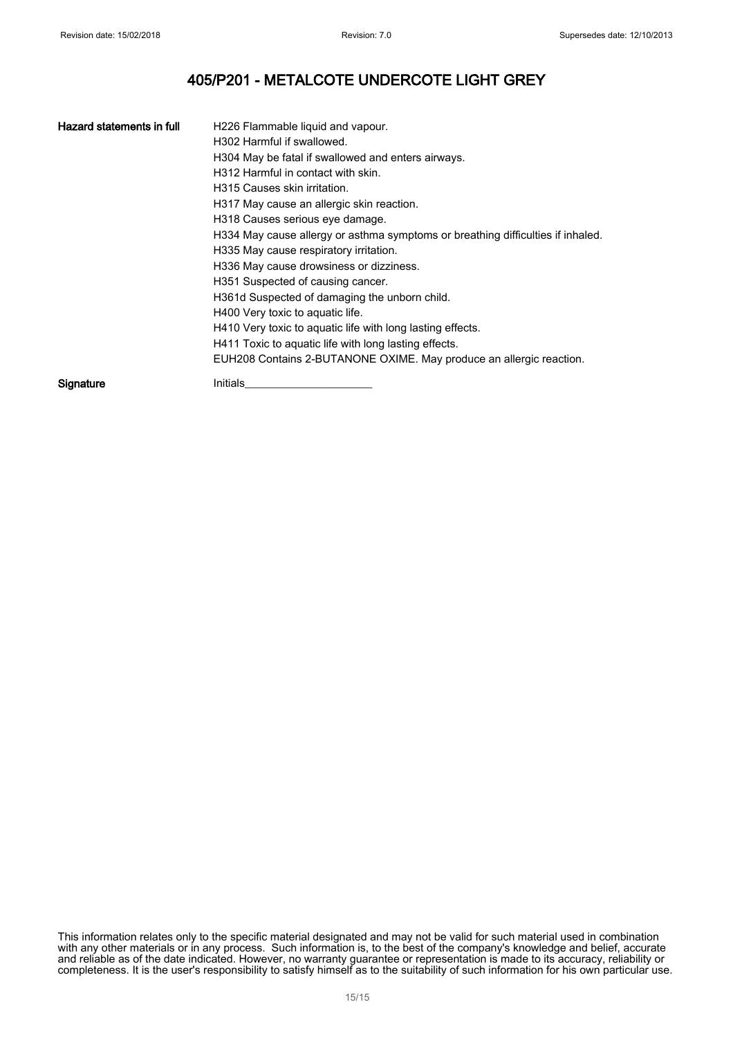# 405/P201 - METALCOTE UNDERCOTE LIGHT GREY

**Hazard statements in full**

H226 Flammable liquid and vapour.
H302 Harmful if swallowed.
H304 May be fatal if swallowed and enters airways.
H312 Harmful in contact with skin.
H315 Causes skin irritation.
H317 May cause an allergic skin reaction.
H318 Causes serious eye damage.
H334 May cause allergy or asthma symptoms or breathing difficulties if inhaled.
H335 May cause respiratory irritation.
H336 May cause drowsiness or dizziness.
H351 Suspected of causing cancer.
H361d Suspected of damaging the unborn child.
H400 Very toxic to aquatic life.
H410 Very toxic to aquatic life with long lasting effects.
H411 Toxic to aquatic life with long lasting effects.
EUH208 Contains 2-BUTANONE OXIME. May produce an allergic reaction.

**Signature**

Initials_____________________

This information relates only to the specific material designated and may not be valid for such material used in combination with any other materials or in any process. Such information is, to the best of the company's knowledge and belief, accurate and reliable as of the date indicated. However, no warranty guarantee or representation is made to its accuracy, reliability or completeness. It is the user's responsibility to satisfy himself as to the suitability of such information for his own particular use.